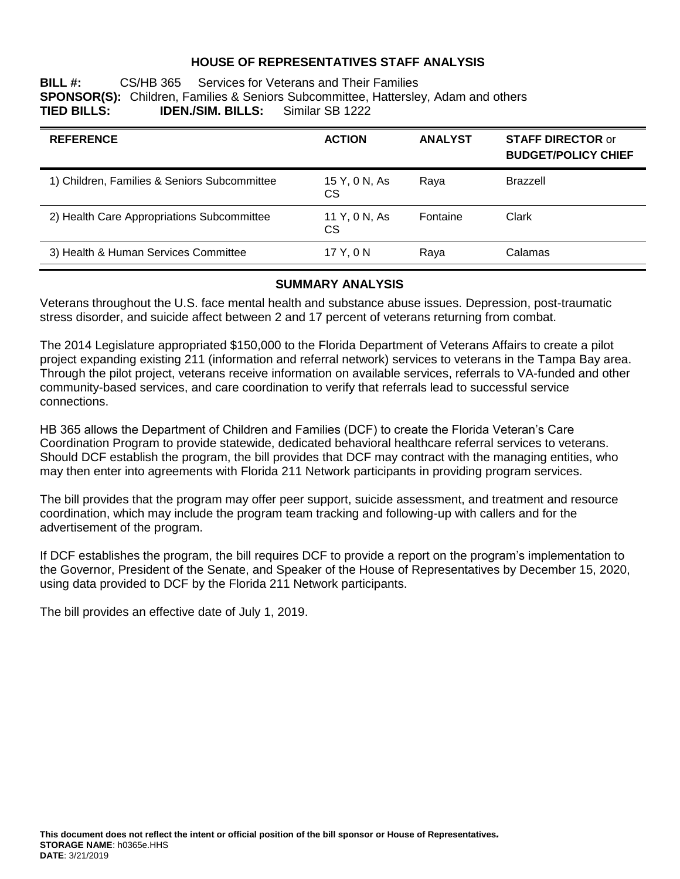# HOUSE OF REPRESENTATIVES STAFF ANALYSIS

**BILL #:** CS/HB 365 Services for Veterans and Their Families
**SPONSOR(S):** Children, Families & Seniors Subcommittee, Hattersley, Adam and others
**TIED BILLS:** **IDEN./SIM. BILLS:** Similar SB 1222

| REFERENCE | ACTION | ANALYST | STAFF DIRECTOR or BUDGET/POLICY CHIEF |
|---|---|---|---|
| 1) Children, Families & Seniors Subcommittee | 15 Y, 0 N, As CS | Raya | Brazzell |
| 2) Health Care Appropriations Subcommittee | 11 Y, 0 N, As CS | Fontaine | Clark |
| 3) Health & Human Services Committee | 17 Y, 0 N | Raya | Calamas |

## SUMMARY ANALYSIS

Veterans throughout the U.S. face mental health and substance abuse issues. Depression, post-traumatic stress disorder, and suicide affect between 2 and 17 percent of veterans returning from combat.

The 2014 Legislature appropriated $150,000 to the Florida Department of Veterans Affairs to create a pilot project expanding existing 211 (information and referral network) services to veterans in the Tampa Bay area. Through the pilot project, veterans receive information on available services, referrals to VA-funded and other community-based services, and care coordination to verify that referrals lead to successful service connections.

HB 365 allows the Department of Children and Families (DCF) to create the Florida Veteran's Care Coordination Program to provide statewide, dedicated behavioral healthcare referral services to veterans. Should DCF establish the program, the bill provides that DCF may contract with the managing entities, who may then enter into agreements with Florida 211 Network participants in providing program services.

The bill provides that the program may offer peer support, suicide assessment, and treatment and resource coordination, which may include the program team tracking and following-up with callers and for the advertisement of the program.

If DCF establishes the program, the bill requires DCF to provide a report on the program's implementation to the Governor, President of the Senate, and Speaker of the House of Representatives by December 15, 2020, using data provided to DCF by the Florida 211 Network participants.

The bill provides an effective date of July 1, 2019.

**This document does not reflect the intent or official position of the bill sponsor or House of Representatives.**
**STORAGE NAME**: h0365e.HHS
**DATE**: 3/21/2019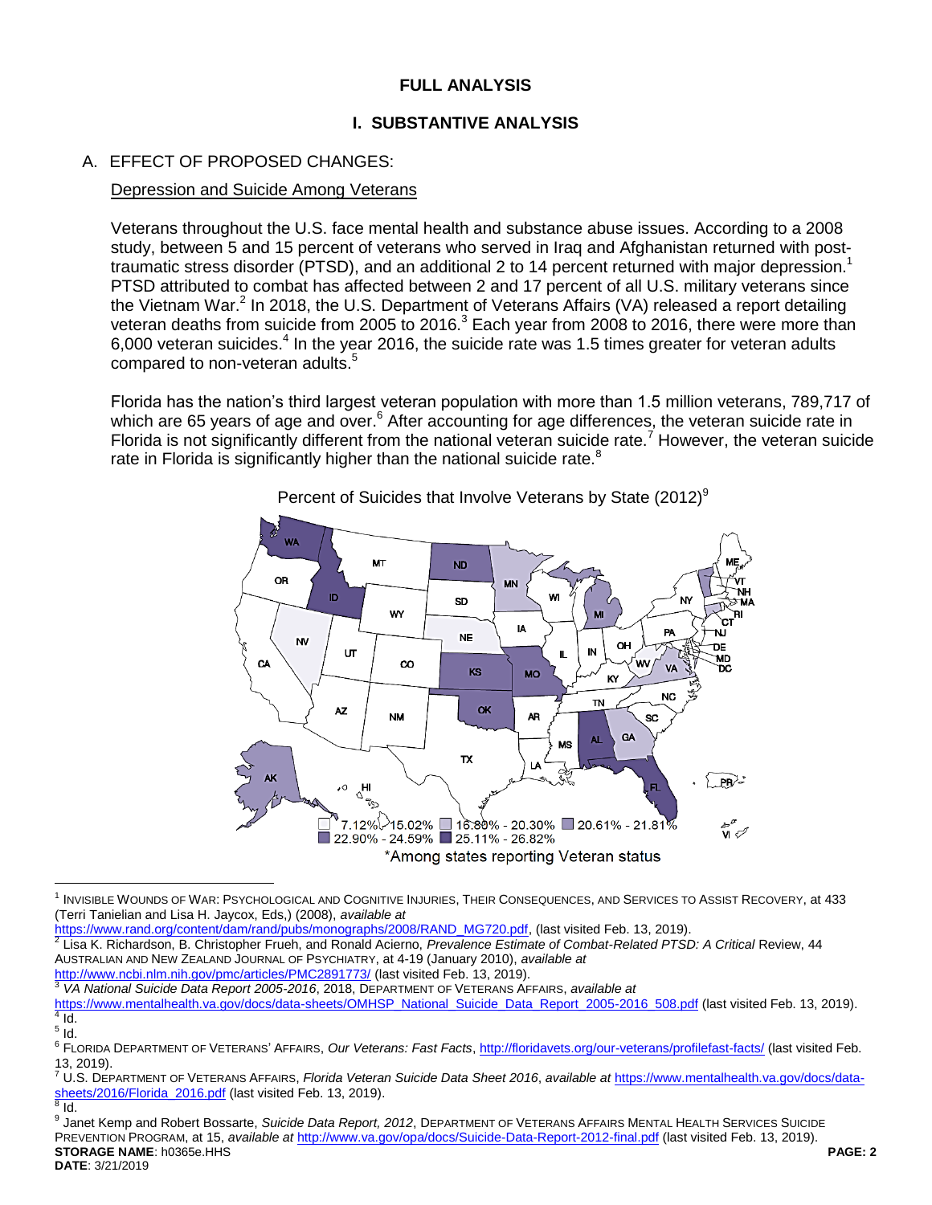# FULL ANALYSIS

## I. SUBSTANTIVE ANALYSIS

### A. EFFECT OF PROPOSED CHANGES:

Depression and Suicide Among Veterans

Veterans throughout the U.S. face mental health and substance abuse issues. According to a 2008 study, between 5 and 15 percent of veterans who served in Iraq and Afghanistan returned with post-traumatic stress disorder (PTSD), and an additional 2 to 14 percent returned with major depression.[1] PTSD attributed to combat has affected between 2 and 17 percent of all U.S. military veterans since the Vietnam War.[2] In 2018, the U.S. Department of Veterans Affairs (VA) released a report detailing veteran deaths from suicide from 2005 to 2016.[3] Each year from 2008 to 2016, there were more than 6,000 veteran suicides.[4] In the year 2016, the suicide rate was 1.5 times greater for veteran adults compared to non-veteran adults.[5]

Florida has the nation's third largest veteran population with more than 1.5 million veterans, 789,717 of which are 65 years of age and over.[6] After accounting for age differences, the veteran suicide rate in Florida is not significantly different from the national veteran suicide rate.[7] However, the veteran suicide rate in Florida is significantly higher than the national suicide rate.[8]

Percent of Suicides that Involve Veterans by State (2012)[9]

Legend: 7.12% - 15.02%; 16.80% - 20.30%; 20.61% - 21.81%; 22.90% - 24.59%; 25.11% - 26.82%

*Among states reporting Veteran status

---

[1] INVISIBLE WOUNDS OF WAR: PSYCHOLOGICAL AND COGNITIVE INJURIES, THEIR CONSEQUENCES, AND SERVICES TO ASSIST RECOVERY, at 433 (Terri Tanielian and Lisa H. Jaycox, Eds,) (2008), *available at* https://www.rand.org/content/dam/rand/pubs/monographs/2008/RAND_MG720.pdf, (last visited Feb. 13, 2019).

[2] Lisa K. Richardson, B. Christopher Frueh, and Ronald Acierno, *Prevalence Estimate of Combat-Related PTSD: A Critical* Review, 44 AUSTRALIAN AND NEW ZEALAND JOURNAL OF PSYCHIATRY, at 4-19 (January 2010), *available at* http://www.ncbi.nlm.nih.gov/pmc/articles/PMC2891773/ (last visited Feb. 13, 2019).

[3] *VA National Suicide Data Report 2005-2016*, 2018, DEPARTMENT OF VETERANS AFFAIRS, *available at* https://www.mentalhealth.va.gov/docs/data-sheets/OMHSP_National_Suicide_Data_Report_2005-2016_508.pdf (last visited Feb. 13, 2019).

[4] Id.

[5] Id.

[6] FLORIDA DEPARTMENT OF VETERANS' AFFAIRS, *Our Veterans: Fast Facts*, http://floridavets.org/our-veterans/profilefast-facts/ (last visited Feb. 13, 2019).

[7] U.S. DEPARTMENT OF VETERANS AFFAIRS, *Florida Veteran Suicide Data Sheet 2016*, *available at* https://www.mentalhealth.va.gov/docs/data-sheets/2016/Florida_2016.pdf (last visited Feb. 13, 2019).

[8] Id.

[9] Janet Kemp and Robert Bossarte, *Suicide Data Report, 2012*, DEPARTMENT OF VETERANS AFFAIRS MENTAL HEALTH SERVICES SUICIDE PREVENTION PROGRAM, at 15, *available at* http://www.va.gov/opa/docs/Suicide-Data-Report-2012-final.pdf (last visited Feb. 13, 2019).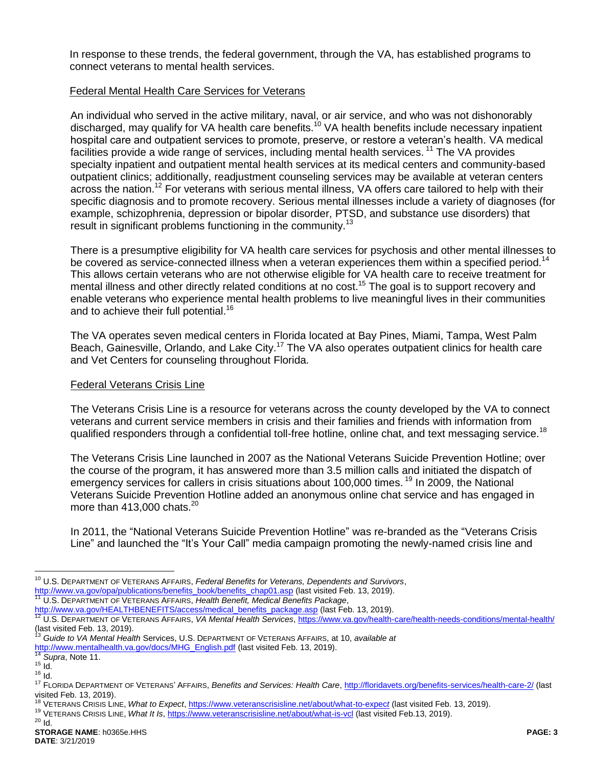In response to these trends, the federal government, through the VA, has established programs to connect veterans to mental health services.

Federal Mental Health Care Services for Veterans

An individual who served in the active military, naval, or air service, and who was not dishonorably discharged, may qualify for VA health care benefits.[10] VA health benefits include necessary inpatient hospital care and outpatient services to promote, preserve, or restore a veteran's health. VA medical facilities provide a wide range of services, including mental health services.[11] The VA provides specialty inpatient and outpatient mental health services at its medical centers and community-based outpatient clinics; additionally, readjustment counseling services may be available at veteran centers across the nation.[12] For veterans with serious mental illness, VA offers care tailored to help with their specific diagnosis and to promote recovery. Serious mental illnesses include a variety of diagnoses (for example, schizophrenia, depression or bipolar disorder, PTSD, and substance use disorders) that result in significant problems functioning in the community.[13]

There is a presumptive eligibility for VA health care services for psychosis and other mental illnesses to be covered as service-connected illness when a veteran experiences them within a specified period.[14] This allows certain veterans who are not otherwise eligible for VA health care to receive treatment for mental illness and other directly related conditions at no cost.[15] The goal is to support recovery and enable veterans who experience mental health problems to live meaningful lives in their communities and to achieve their full potential.[16]

The VA operates seven medical centers in Florida located at Bay Pines, Miami, Tampa, West Palm Beach, Gainesville, Orlando, and Lake City.[17] The VA also operates outpatient clinics for health care and Vet Centers for counseling throughout Florida.

Federal Veterans Crisis Line

The Veterans Crisis Line is a resource for veterans across the county developed by the VA to connect veterans and current service members in crisis and their families and friends with information from qualified responders through a confidential toll-free hotline, online chat, and text messaging service.[18]

The Veterans Crisis Line launched in 2007 as the National Veterans Suicide Prevention Hotline; over the course of the program, it has answered more than 3.5 million calls and initiated the dispatch of emergency services for callers in crisis situations about 100,000 times.[19] In 2009, the National Veterans Suicide Prevention Hotline added an anonymous online chat service and has engaged in more than 413,000 chats.[20]

In 2011, the "National Veterans Suicide Prevention Hotline" was re-branded as the "Veterans Crisis Line" and launched the "It's Your Call" media campaign promoting the newly-named crisis line and

---

[10] U.S. DEPARTMENT OF VETERANS AFFAIRS, *Federal Benefits for Veterans, Dependents and Survivors*, http://www.va.gov/opa/publications/benefits_book/benefits_chap01.asp (last visited Feb. 13, 2019).

[11] U.S. DEPARTMENT OF VETERANS AFFAIRS, *Health Benefit, Medical Benefits Package*, http://www.va.gov/HEALTHBENEFITS/access/medical_benefits_package.asp (last Feb. 13, 2019).

[12] U.S. DEPARTMENT OF VETERANS AFFAIRS, *VA Mental Health Services*, https://www.va.gov/health-care/health-needs-conditions/mental-health/ (last visited Feb. 13, 2019).

[13] *Guide to VA Mental Health* Services, U.S. DEPARTMENT OF VETERANS AFFAIRS, at 10, *available at* http://www.mentalhealth.va.gov/docs/MHG_English.pdf (last visited Feb. 13, 2019).

[14] *Supra*, Note 11.

[15] Id.

[16] Id.

[17] FLORIDA DEPARTMENT OF VETERANS' AFFAIRS, *Benefits and Services: Health Care*, http://floridavets.org/benefits-services/health-care-2/ (last visited Feb. 13, 2019).

[18] VETERANS CRISIS LINE, *What to Expect*, https://www.veteranscrisisline.net/about/what-to-expect (last visited Feb. 13, 2019).

[19] VETERANS CRISIS LINE, *What It Is*, https://www.veteranscrisisline.net/about/what-is-vcl (last visited Feb.13, 2019).

[20] Id.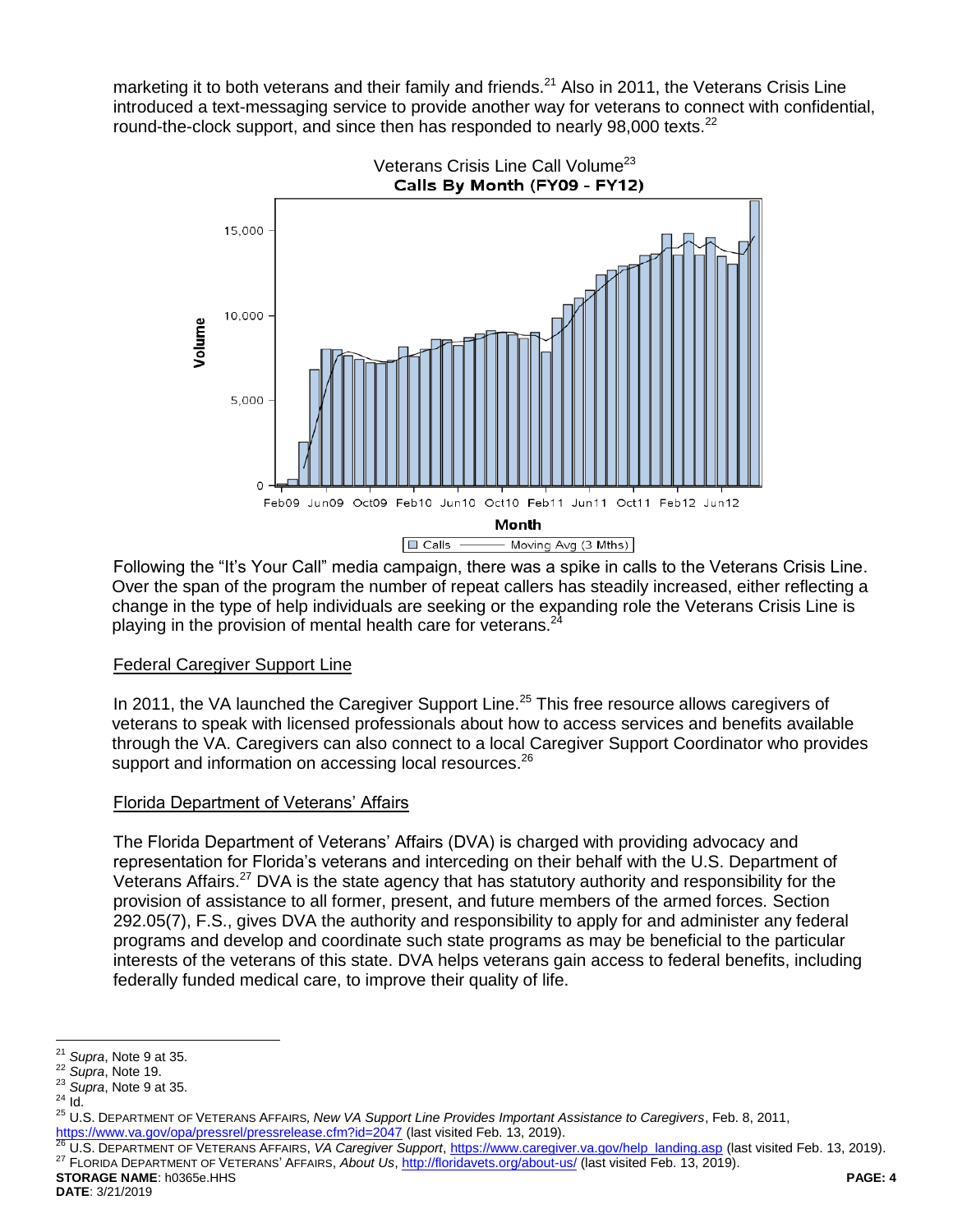marketing it to both veterans and their family and friends.[21] Also in 2011, the Veterans Crisis Line introduced a text-messaging service to provide another way for veterans to connect with confidential, round-the-clock support, and since then has responded to nearly 98,000 texts.[22]

Veterans Crisis Line Call Volume[23]

Following the "It's Your Call" media campaign, there was a spike in calls to the Veterans Crisis Line. Over the span of the program the number of repeat callers has steadily increased, either reflecting a change in the type of help individuals are seeking or the expanding role the Veterans Crisis Line is playing in the provision of mental health care for veterans.[24]

Federal Caregiver Support Line

In 2011, the VA launched the Caregiver Support Line.[25] This free resource allows caregivers of veterans to speak with licensed professionals about how to access services and benefits available through the VA. Caregivers can also connect to a local Caregiver Support Coordinator who provides support and information on accessing local resources.[26]

Florida Department of Veterans' Affairs

The Florida Department of Veterans' Affairs (DVA) is charged with providing advocacy and representation for Florida's veterans and interceding on their behalf with the U.S. Department of Veterans Affairs.[27] DVA is the state agency that has statutory authority and responsibility for the provision of assistance to all former, present, and future members of the armed forces. Section 292.05(7), F.S., gives DVA the authority and responsibility to apply for and administer any federal programs and develop and coordinate such state programs as may be beneficial to the particular interests of the veterans of this state. DVA helps veterans gain access to federal benefits, including federally funded medical care, to improve their quality of life.

---

[21] *Supra*, Note 9 at 35.
[22] *Supra*, Note 19.
[23] *Supra*, Note 9 at 35.
[24] Id.
[25] U.S. Department of Veterans Affairs, *New VA Support Line Provides Important Assistance to Caregivers*, Feb. 8, 2011, https://www.va.gov/opa/pressrel/pressrelease.cfm?id=2047 (last visited Feb. 13, 2019).
[26] U.S. Department of Veterans Affairs, *VA Caregiver Support*, https://www.caregiver.va.gov/help_landing.asp (last visited Feb. 13, 2019).
[27] Florida Department of Veterans' Affairs, *About Us*, http://floridavets.org/about-us/ (last visited Feb. 13, 2019).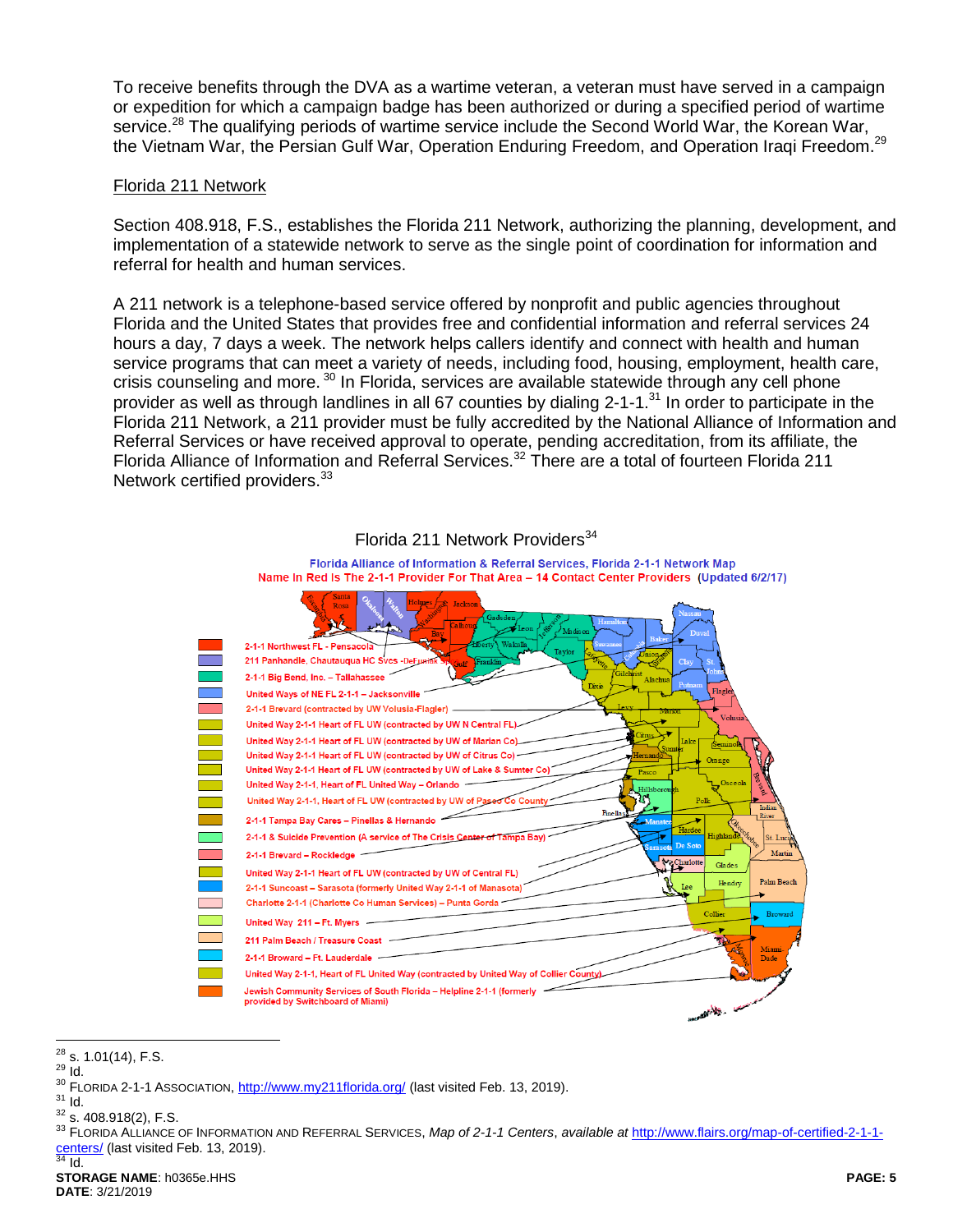To receive benefits through the DVA as a wartime veteran, a veteran must have served in a campaign or expedition for which a campaign badge has been authorized or during a specified period of wartime service.[28] The qualifying periods of wartime service include the Second World War, the Korean War, the Vietnam War, the Persian Gulf War, Operation Enduring Freedom, and Operation Iraqi Freedom.[29]

Florida 211 Network

Section 408.918, F.S., establishes the Florida 211 Network, authorizing the planning, development, and implementation of a statewide network to serve as the single point of coordination for information and referral for health and human services.

A 211 network is a telephone-based service offered by nonprofit and public agencies throughout Florida and the United States that provides free and confidential information and referral services 24 hours a day, 7 days a week. The network helps callers identify and connect with health and human service programs that can meet a variety of needs, including food, housing, employment, health care, crisis counseling and more.[30] In Florida, services are available statewide through any cell phone provider as well as through landlines in all 67 counties by dialing 2-1-1.[31] In order to participate in the Florida 211 Network, a 211 provider must be fully accredited by the National Alliance of Information and Referral Services or have received approval to operate, pending accreditation, from its affiliate, the Florida Alliance of Information and Referral Services.[32] There are a total of fourteen Florida 211 Network certified providers.[33]

Florida 211 Network Providers[34]

Florida Alliance of Information & Referral Services, Florida 2-1-1 Network Map
Name In Red Is The 2-1-1 Provider For That Area – 14 Contact Center Providers (Updated 6/2/17)

- 2-1-1 Northwest FL - Pensacola
- 211 Panhandle, Chautauqua HC Svcs -DeFuniak Sp
- 2-1-1 Big Bend, Inc. – Tallahassee
- United Ways of NE FL 2-1-1 – Jacksonville
- 2-1-1 Brevard (contracted by UW Volusia-Flagler)
- United Way 2-1-1 Heart of FL UW (contracted by UW N Central FL)
- United Way 2-1-1 Heart of FL UW (contracted by UW of Marion Co)
- United Way 2-1-1 Heart of FL UW (contracted by UW of Citrus Co)
- United Way 2-1-1 Heart of FL UW (contracted by UW of Lake & Sumter Co)
- United Way 2-1-1, Heart of FL United Way – Orlando
- United Way 2-1-1, Heart of FL UW (contracted by UW of Pasco Co County)
- 2-1-1 Tampa Bay Cares – Pinellas & Hernando
- 2-1-1 & Suicide Prevention (A service of The Crisis Center of Tampa Bay)
- 2-1-1 Brevard – Rockledge
- United Way 2-1-1 Heart of FL UW (contracted by UW of Central FL)
- 2-1-1 Suncoast – Sarasota (formerly United Way 2-1-1 of Manasota)
- Charlotte 2-1-1 (Charlotte Co Human Services) – Punta Gorda
- United Way 211 – Ft. Myers
- 211 Palm Beach / Treasure Coast
- 2-1-1 Broward – Ft. Lauderdale
- United Way 2-1-1, Heart of FL United Way (contracted by United Way of Collier County)
- Jewish Community Services of South Florida – Helpline 2-1-1 (formerly provided by Switchboard of Miami)

---

[28] s. 1.01(14), F.S.
[29] Id.
[30] FLORIDA 2-1-1 ASSOCIATION, http://www.my211florida.org/ (last visited Feb. 13, 2019).
[31] Id.
[32] s. 408.918(2), F.S.
[33] FLORIDA ALLIANCE OF INFORMATION AND REFERRAL SERVICES, *Map of 2-1-1 Centers*, *available at* http://www.flairs.org/map-of-certified-2-1-1-centers/ (last visited Feb. 13, 2019).
[34] Id.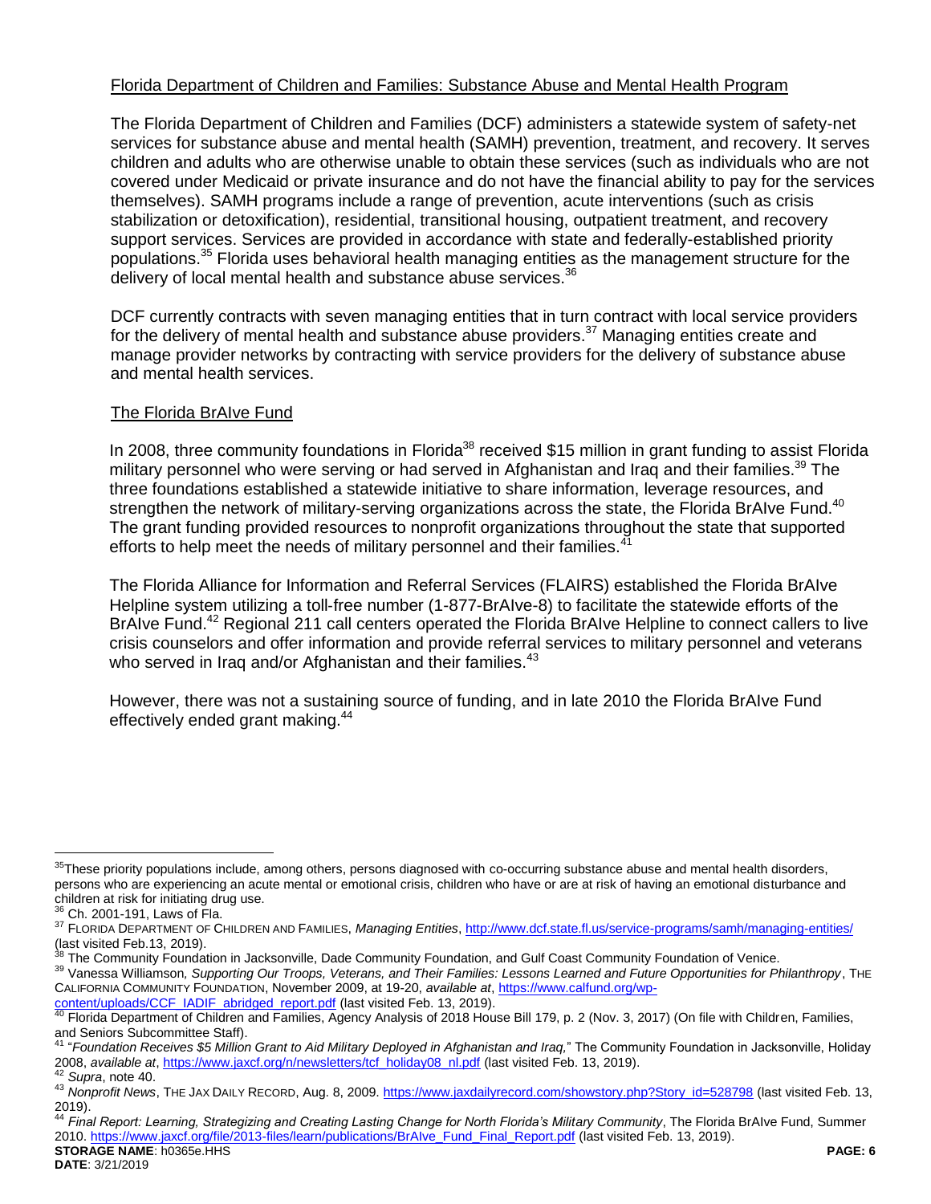Florida Department of Children and Families: Substance Abuse and Mental Health Program

The Florida Department of Children and Families (DCF) administers a statewide system of safety-net services for substance abuse and mental health (SAMH) prevention, treatment, and recovery. It serves children and adults who are otherwise unable to obtain these services (such as individuals who are not covered under Medicaid or private insurance and do not have the financial ability to pay for the services themselves). SAMH programs include a range of prevention, acute interventions (such as crisis stabilization or detoxification), residential, transitional housing, outpatient treatment, and recovery support services. Services are provided in accordance with state and federally-established priority populations.[35] Florida uses behavioral health managing entities as the management structure for the delivery of local mental health and substance abuse services.[36]

DCF currently contracts with seven managing entities that in turn contract with local service providers for the delivery of mental health and substance abuse providers.[37] Managing entities create and manage provider networks by contracting with service providers for the delivery of substance abuse and mental health services.

The Florida BrAIve Fund

In 2008, three community foundations in Florida[38] received $15 million in grant funding to assist Florida military personnel who were serving or had served in Afghanistan and Iraq and their families.[39] The three foundations established a statewide initiative to share information, leverage resources, and strengthen the network of military-serving organizations across the state, the Florida BrAIve Fund.[40] The grant funding provided resources to nonprofit organizations throughout the state that supported efforts to help meet the needs of military personnel and their families.[41]

The Florida Alliance for Information and Referral Services (FLAIRS) established the Florida BrAIve Helpline system utilizing a toll-free number (1-877-BrAIve-8) to facilitate the statewide efforts of the BrAIve Fund.[42] Regional 211 call centers operated the Florida BrAIve Helpline to connect callers to live crisis counselors and offer information and provide referral services to military personnel and veterans who served in Iraq and/or Afghanistan and their families.[43]

However, there was not a sustaining source of funding, and in late 2010 the Florida BrAIve Fund effectively ended grant making.[44]

---

[35] These priority populations include, among others, persons diagnosed with co-occurring substance abuse and mental health disorders, persons who are experiencing an acute mental or emotional crisis, children who have or are at risk of having an emotional disturbance and children at risk for initiating drug use.

[36] Ch. 2001-191, Laws of Fla.

[37] FLORIDA DEPARTMENT OF CHILDREN AND FAMILIES, *Managing Entities*, http://www.dcf.state.fl.us/service-programs/samh/managing-entities/ (last visited Feb.13, 2019).

[38] The Community Foundation in Jacksonville, Dade Community Foundation, and Gulf Coast Community Foundation of Venice.

[39] Vanessa Williamson*, Supporting Our Troops, Veterans, and Their Families: Lessons Learned and Future Opportunities for Philanthropy*, THE CALIFORNIA COMMUNITY FOUNDATION, November 2009, at 19-20, *available at*, https://www.calfund.org/wp-content/uploads/CCF_IADIF_abridged_report.pdf (last visited Feb. 13, 2019).

[40] Florida Department of Children and Families, Agency Analysis of 2018 House Bill 179, p. 2 (Nov. 3, 2017) (On file with Children, Families, and Seniors Subcommittee Staff).

[41] "*Foundation Receives $5 Million Grant to Aid Military Deployed in Afghanistan and Iraq,*" The Community Foundation in Jacksonville, Holiday 2008, *available at*, https://www.jaxcf.org/n/newsletters/tcf_holiday08_nl.pdf (last visited Feb. 13, 2019).

[42] *Supra*, note 40.

[43] *Nonprofit News*, THE JAX DAILY RECORD, Aug. 8, 2009. https://www.jaxdailyrecord.com/showstory.php?Story_id=528798 (last visited Feb. 13, 2019).

[44] *Final Report: Learning, Strategizing and Creating Lasting Change for North Florida's Military Community*, The Florida BrAIve Fund, Summer 2010. https://www.jaxcf.org/file/2013-files/learn/publications/BrAIve_Fund_Final_Report.pdf (last visited Feb. 13, 2019).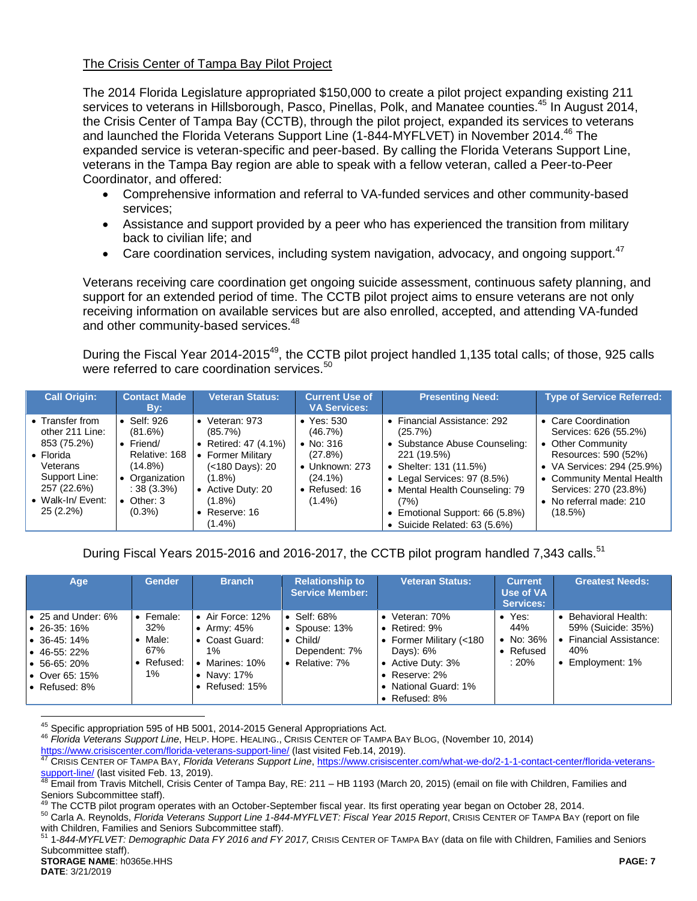The Crisis Center of Tampa Bay Pilot Project

The 2014 Florida Legislature appropriated $150,000 to create a pilot project expanding existing 211 services to veterans in Hillsborough, Pasco, Pinellas, Polk, and Manatee counties.[45] In August 2014, the Crisis Center of Tampa Bay (CCTB), through the pilot project, expanded its services to veterans and launched the Florida Veterans Support Line (1-844-MYFLVET) in November 2014.[46] The expanded service is veteran-specific and peer-based. By calling the Florida Veterans Support Line, veterans in the Tampa Bay region are able to speak with a fellow veteran, called a Peer-to-Peer Coordinator, and offered:

- Comprehensive information and referral to VA-funded services and other community-based services;
- Assistance and support provided by a peer who has experienced the transition from military back to civilian life; and
- Care coordination services, including system navigation, advocacy, and ongoing support.[47]

Veterans receiving care coordination get ongoing suicide assessment, continuous safety planning, and support for an extended period of time. The CCTB pilot project aims to ensure veterans are not only receiving information on available services but are also enrolled, accepted, and attending VA-funded and other community-based services.[48]

During the Fiscal Year 2014-2015[49], the CCTB pilot project handled 1,135 total calls; of those, 925 calls were referred to care coordination services.[50]

| Call Origin: | Contact Made By: | Veteran Status: | Current Use of VA Services: | Presenting Need: | Type of Service Referred: |
|---|---|---|---|---|---|
| • Transfer from other 211 Line: 853 (75.2%)<br>• Florida Veterans Support Line: 257 (22.6%)<br>• Walk-In/ Event: 25 (2.2%) | • Self: 926 (81.6%)<br>• Friend/ Relative: 168 (14.8%)<br>• Organization : 38 (3.3%)<br>• Other: 3 (0.3%) | • Veteran: 973 (85.7%)<br>• Retired: 47 (4.1%)<br>• Former Military (<180 Days): 20 (1.8%)<br>• Active Duty: 20 (1.8%)<br>• Reserve: 16 (1.4%) | • Yes: 530 (46.7%)<br>• No: 316 (27.8%)<br>• Unknown: 273 (24.1%)<br>• Refused: 16 (1.4%) | • Financial Assistance: 292 (25.7%)<br>• Substance Abuse Counseling: 221 (19.5%)<br>• Shelter: 131 (11.5%)<br>• Legal Services: 97 (8.5%)<br>• Mental Health Counseling: 79 (7%)<br>• Emotional Support: 66 (5.8%)<br>• Suicide Related: 63 (5.6%) | • Care Coordination Services: 626 (55.2%)<br>• Other Community Resources: 590 (52%)<br>• VA Services: 294 (25.9%)<br>• Community Mental Health Services: 270 (23.8%)<br>• No referral made: 210 (18.5%) |

During Fiscal Years 2015-2016 and 2016-2017, the CCTB pilot program handled 7,343 calls.[51]

| Age | Gender | Branch | Relationship to Service Member: | Veteran Status: | Current Use of VA Services: | Greatest Needs: |
|---|---|---|---|---|---|---|
| • 25 and Under: 6%<br>• 26-35: 16%<br>• 36-45: 14%<br>• 46-55: 22%<br>• 56-65: 20%<br>• Over 65: 15%<br>• Refused: 8% | • Female: 32%<br>• Male: 67%<br>• Refused: 1% | • Air Force: 12%<br>• Army: 45%<br>• Coast Guard: 1%<br>• Marines: 10%<br>• Navy: 17%<br>• Refused: 15% | • Self: 68%<br>• Spouse: 13%<br>• Child/ Dependent: 7%<br>• Relative: 7% | • Veteran: 70%<br>• Retired: 9%<br>• Former Military (<180 Days): 6%<br>• Active Duty: 3%<br>• Reserve: 2%<br>• National Guard: 1%<br>• Refused: 8% | • Yes: 44%<br>• No: 36%<br>• Refused : 20% | • Behavioral Health: 59% (Suicide: 35%)<br>• Financial Assistance: 40%<br>• Employment: 1% |

---

[45] Specific appropriation 595 of HB 5001, 2014-2015 General Appropriations Act.

[46] *Florida Veterans Support Line*, HELP. HOPE. HEALING., CRISIS CENTER OF TAMPA BAY BLOG, (November 10, 2014) https://www.crisiscenter.com/florida-veterans-support-line/ (last visited Feb.14, 2019).

[47] CRISIS CENTER OF TAMPA BAY, *Florida Veterans Support Line*, https://www.crisiscenter.com/what-we-do/2-1-1-contact-center/florida-veterans-support-line/ (last visited Feb. 13, 2019).

[48] Email from Travis Mitchell, Crisis Center of Tampa Bay, RE: 211 – HB 1193 (March 20, 2015) (email on file with Children, Families and Seniors Subcommittee staff).

[49] The CCTB pilot program operates with an October-September fiscal year. Its first operating year began on October 28, 2014.

[50] Carla A. Reynolds, *Florida Veterans Support Line 1-844-MYFLVET: Fiscal Year 2015 Report*, CRISIS CENTER OF TAMPA BAY (report on file with Children, Families and Seniors Subcommittee staff).

[51] *1-844-MYFLVET: Demographic Data FY 2016 and FY 2017,* CRISIS CENTER OF TAMPA BAY (data on file with Children, Families and Seniors Subcommittee staff).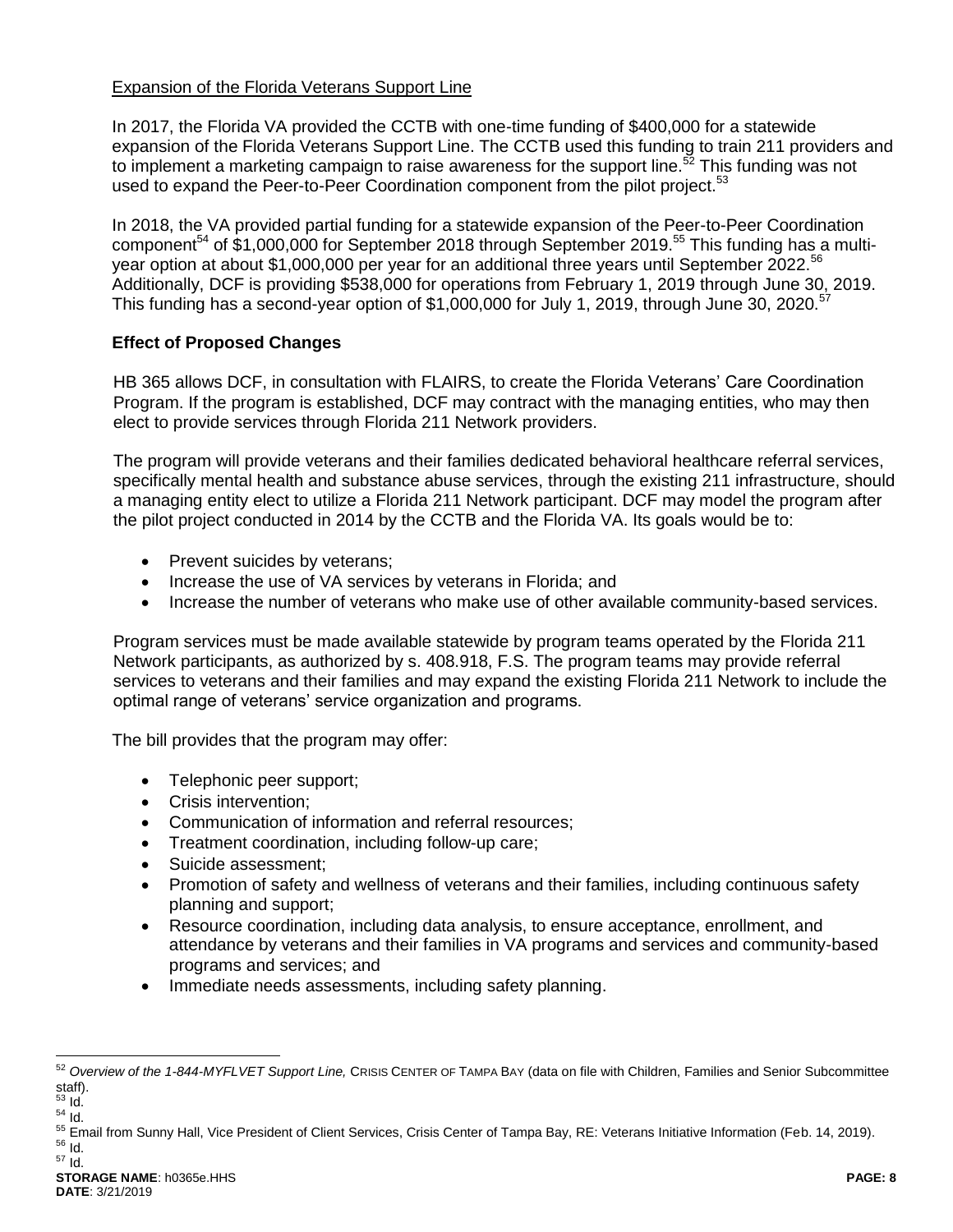Expansion of the Florida Veterans Support Line

In 2017, the Florida VA provided the CCTB with one-time funding of $400,000 for a statewide expansion of the Florida Veterans Support Line. The CCTB used this funding to train 211 providers and to implement a marketing campaign to raise awareness for the support line.[52] This funding was not used to expand the Peer-to-Peer Coordination component from the pilot project.[53]

In 2018, the VA provided partial funding for a statewide expansion of the Peer-to-Peer Coordination component[54] of $1,000,000 for September 2018 through September 2019.[55] This funding has a multi-year option at about $1,000,000 per year for an additional three years until September 2022.[56] Additionally, DCF is providing $538,000 for operations from February 1, 2019 through June 30, 2019. This funding has a second-year option of $1,000,000 for July 1, 2019, through June 30, 2020.[57]

**Effect of Proposed Changes**

HB 365 allows DCF, in consultation with FLAIRS, to create the Florida Veterans' Care Coordination Program. If the program is established, DCF may contract with the managing entities, who may then elect to provide services through Florida 211 Network providers.

The program will provide veterans and their families dedicated behavioral healthcare referral services, specifically mental health and substance abuse services, through the existing 211 infrastructure, should a managing entity elect to utilize a Florida 211 Network participant. DCF may model the program after the pilot project conducted in 2014 by the CCTB and the Florida VA. Its goals would be to:

- Prevent suicides by veterans;
- Increase the use of VA services by veterans in Florida; and
- Increase the number of veterans who make use of other available community-based services.

Program services must be made available statewide by program teams operated by the Florida 211 Network participants, as authorized by s. 408.918, F.S. The program teams may provide referral services to veterans and their families and may expand the existing Florida 211 Network to include the optimal range of veterans' service organization and programs.

The bill provides that the program may offer:

- Telephonic peer support;
- Crisis intervention;
- Communication of information and referral resources;
- Treatment coordination, including follow-up care;
- Suicide assessment;
- Promotion of safety and wellness of veterans and their families, including continuous safety planning and support;
- Resource coordination, including data analysis, to ensure acceptance, enrollment, and attendance by veterans and their families in VA programs and services and community-based programs and services; and
- Immediate needs assessments, including safety planning.

---

[52] *Overview of the 1-844-MYFLVET Support Line,* CRISIS CENTER OF TAMPA BAY (data on file with Children, Families and Senior Subcommittee staff).

[53] Id.

[54] Id.

[55] Email from Sunny Hall, Vice President of Client Services, Crisis Center of Tampa Bay, RE: Veterans Initiative Information (Feb. 14, 2019).

[56] Id.

[57] Id.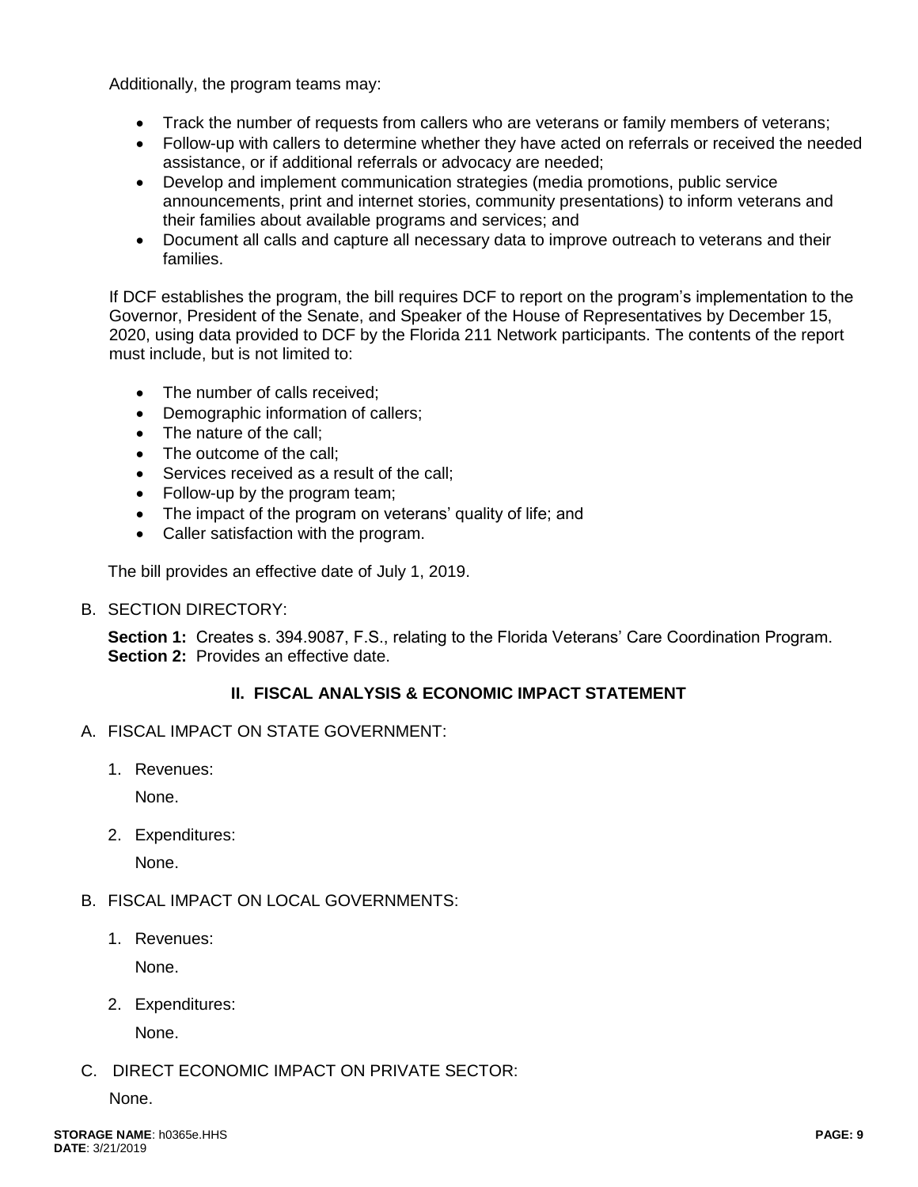Additionally, the program teams may:

- Track the number of requests from callers who are veterans or family members of veterans;
- Follow-up with callers to determine whether they have acted on referrals or received the needed assistance, or if additional referrals or advocacy are needed;
- Develop and implement communication strategies (media promotions, public service announcements, print and internet stories, community presentations) to inform veterans and their families about available programs and services; and
- Document all calls and capture all necessary data to improve outreach to veterans and their families.

If DCF establishes the program, the bill requires DCF to report on the program's implementation to the Governor, President of the Senate, and Speaker of the House of Representatives by December 15, 2020, using data provided to DCF by the Florida 211 Network participants. The contents of the report must include, but is not limited to:

- The number of calls received;
- Demographic information of callers;
- The nature of the call;
- The outcome of the call;
- Services received as a result of the call;
- Follow-up by the program team;
- The impact of the program on veterans' quality of life; and
- Caller satisfaction with the program.

The bill provides an effective date of July 1, 2019.

B. SECTION DIRECTORY:

**Section 1:** Creates s. 394.9087, F.S., relating to the Florida Veterans' Care Coordination Program.
**Section 2:** Provides an effective date.

## II. FISCAL ANALYSIS & ECONOMIC IMPACT STATEMENT

A. FISCAL IMPACT ON STATE GOVERNMENT:

1. Revenues:

   None.

2. Expenditures:

   None.

B. FISCAL IMPACT ON LOCAL GOVERNMENTS:

1. Revenues:

   None.

2. Expenditures:

   None.

C. DIRECT ECONOMIC IMPACT ON PRIVATE SECTOR:

None.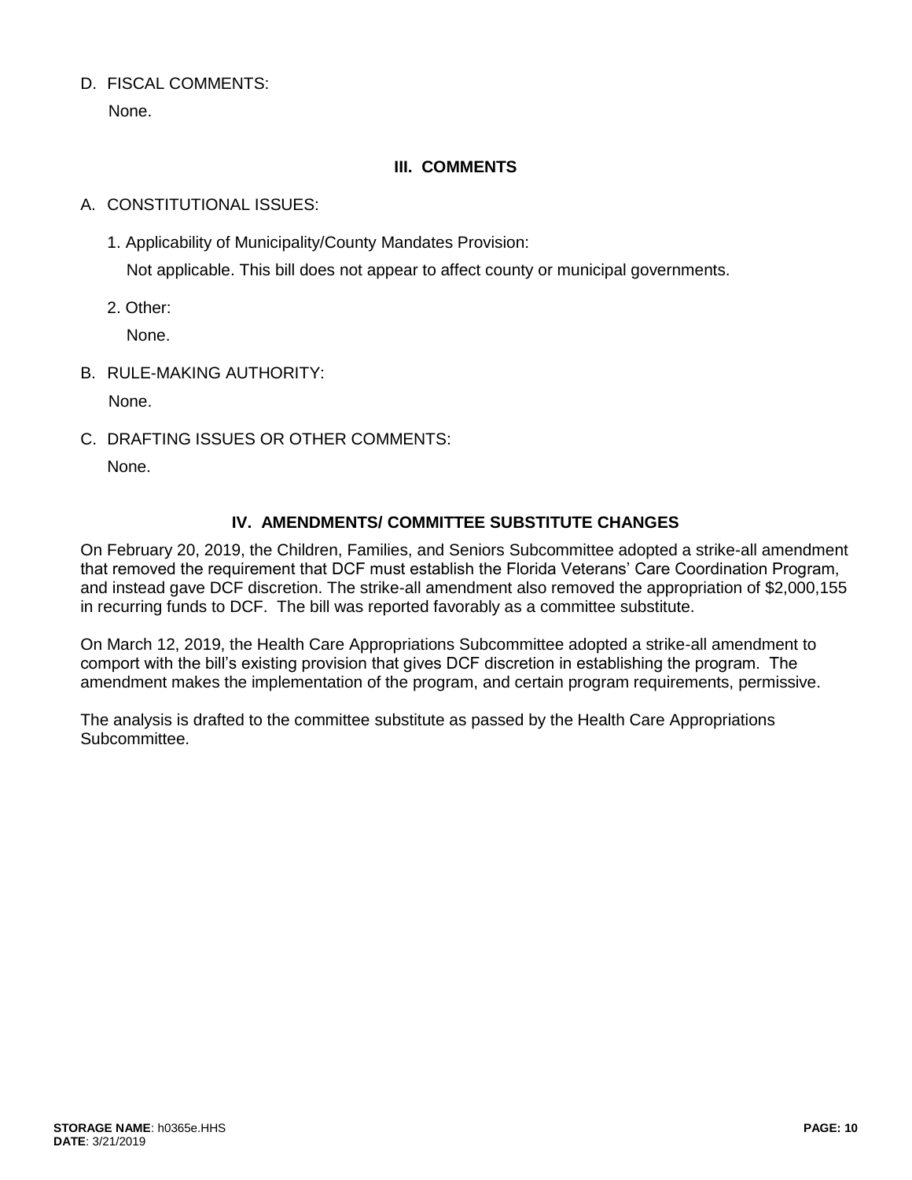D. FISCAL COMMENTS:

None.

## III. COMMENTS

A. CONSTITUTIONAL ISSUES:

1. Applicability of Municipality/County Mandates Provision:

   Not applicable. This bill does not appear to affect county or municipal governments.

2. Other:

   None.

B. RULE-MAKING AUTHORITY:

None.

C. DRAFTING ISSUES OR OTHER COMMENTS:

None.

## IV. AMENDMENTS/ COMMITTEE SUBSTITUTE CHANGES

On February 20, 2019, the Children, Families, and Seniors Subcommittee adopted a strike-all amendment that removed the requirement that DCF must establish the Florida Veterans' Care Coordination Program, and instead gave DCF discretion. The strike-all amendment also removed the appropriation of $2,000,155 in recurring funds to DCF. The bill was reported favorably as a committee substitute.

On March 12, 2019, the Health Care Appropriations Subcommittee adopted a strike-all amendment to comport with the bill's existing provision that gives DCF discretion in establishing the program. The amendment makes the implementation of the program, and certain program requirements, permissive.

The analysis is drafted to the committee substitute as passed by the Health Care Appropriations Subcommittee.